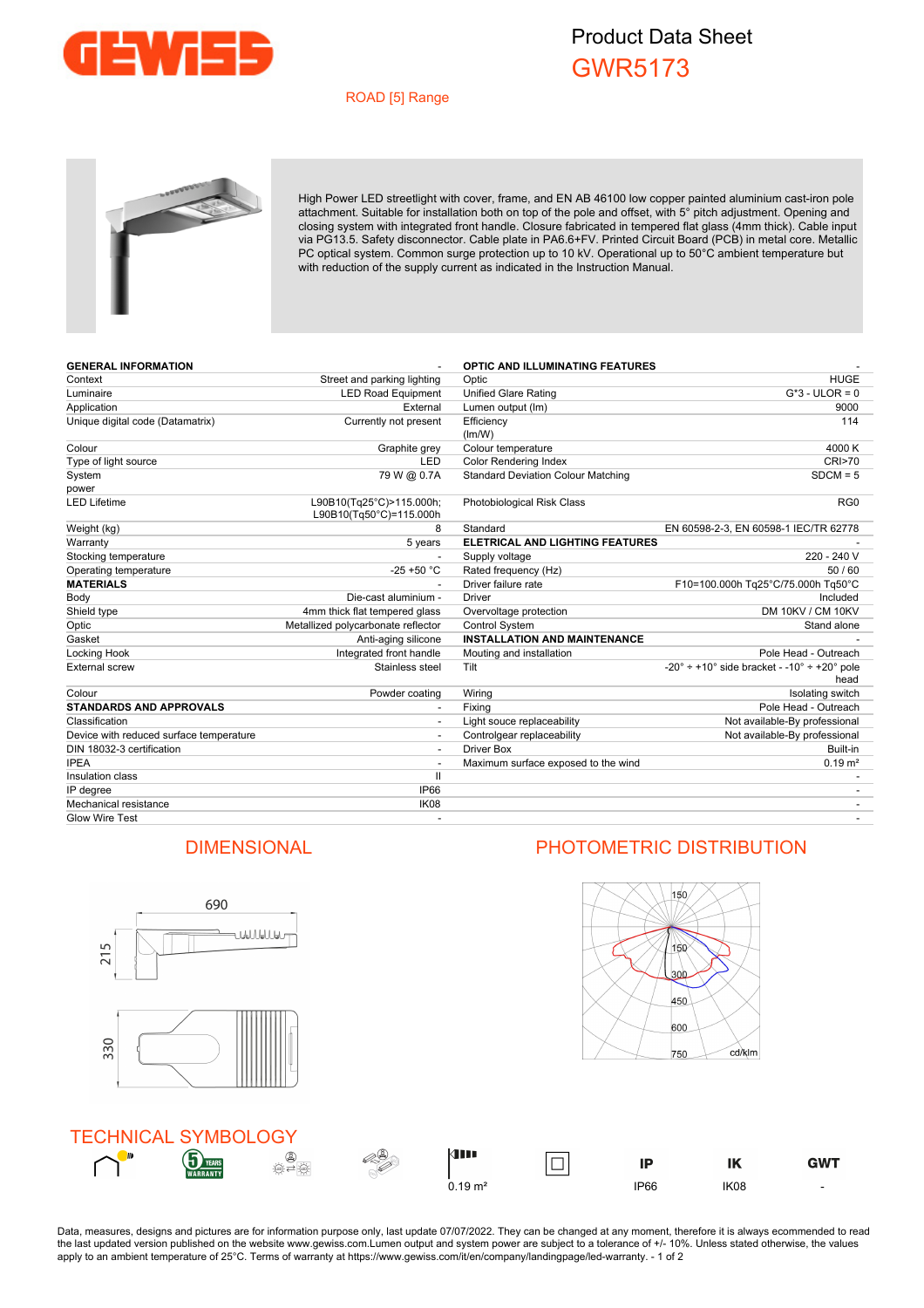# Product Data Sheet
## GWR5173

ROAD [5] Range

High Power LED streetlight with cover, frame, and EN AB 46100 low copper painted aluminium cast-iron pole attachment. Suitable for installation both on top of the pole and offset, with 5° pitch adjustment. Opening and closing system with integrated front handle. Closure fabricated in tempered flat glass (4mm thick). Cable input via PG13.5. Safety disconnector. Cable plate in PA6.6+FV. Printed Circuit Board (PCB) in metal core. Metallic PC optical system. Common surge protection up to 10 kV. Operational up to 50°C ambient temperature but with reduction of the supply current as indicated in the Instruction Manual.

| **GENERAL INFORMATION** | - |
|---|---|
| Context | Street and parking lighting |
| Luminaire | LED Road Equipment |
| Application | External |
| Unique digital code (Datamatrix) | Currently not present |
| Colour | Graphite grey |
| Type of light source | LED |
| System power | 79 W @ 0.7A |
| LED Lifetime | L90B10(Tq25°C)>115.000h; L90B10(Tq50°C)=115.000h |
| Weight (kg) | 8 |
| Warranty | 5 years |
| Stocking temperature | - |
| Operating temperature | -25 +50 °C |
| **MATERIALS** | - |
| Body | Die-cast aluminium - |
| Shield type | 4mm thick flat tempered glass |
| Optic | Metallized polycarbonate reflector |
| Gasket | Anti-aging silicone |
| Locking Hook | Integrated front handle |
| External screw | Stainless steel |
| Colour | Powder coating |
| **STANDARDS AND APPROVALS** | - |
| Classification | - |
| Device with reduced surface temperature | - |
| DIN 18032-3 certification | - |
| IPEA | - |
| Insulation class | II |
| IP degree | IP66 |
| Mechanical resistance | IK08 |
| Glow Wire Test | - |

| **OPTIC AND ILLUMINATING FEATURES** | - |
|---|---|
| Optic | HUGE |
| Unified Glare Rating | G*3 - ULOR = 0 |
| Lumen output (lm) | 9000 |
| Efficiency (lm/W) | 114 |
| Colour temperature | 4000 K |
| Color Rendering Index | CRI>70 |
| Standard Deviation Colour Matching | SDCM = 5 |
| Photobiological Risk Class | RG0 |
| Standard | EN 60598-2-3, EN 60598-1 IEC/TR 62778 |
| **ELETRICAL AND LIGHTING FEATURES** | - |
| Supply voltage | 220 - 240 V |
| Rated frequency (Hz) | 50 / 60 |
| Driver failure rate | F10=100.000h Tq25°C/75.000h Tq50°C |
| Driver | Included |
| Overvoltage protection | DM 10KV / CM 10KV |
| Control System | Stand alone |
| **INSTALLATION AND MAINTENANCE** | - |
| Mouting and installation | Pole Head - Outreach |
| Tilt | -20° ÷ +10° side bracket - -10° ÷ +20° pole head |
| Wiring | Isolating switch |
| Fixing | Pole Head - Outreach |
| Light souce replaceability | Not available-By professional |
| Controlgear replaceability | Not available-By professional |
| Driver Box | Built-in |
| Maximum surface exposed to the wind | 0.19 m² |

## DIMENSIONAL

690

215

330

## PHOTOMETRIC DISTRIBUTION

150, 150, 300, 450, 600, 750 cd/klm

## TECHNICAL SYMBOLOGY

| 0.19 m² | IP66 | IK08 | GWT - |
|---|---|---|---|

Data, measures, designs and pictures are for information purpose only, last update 07/07/2022. They can be changed at any moment, therefore it is always ecommended to read the last updated version published on the website www.gewiss.com.Lumen output and system power are subject to a tolerance of +/- 10%. Unless stated otherwise, the values apply to an ambient temperature of 25°C. Terms of warranty at https://www.gewiss.com/it/en/company/landingpage/led-warranty.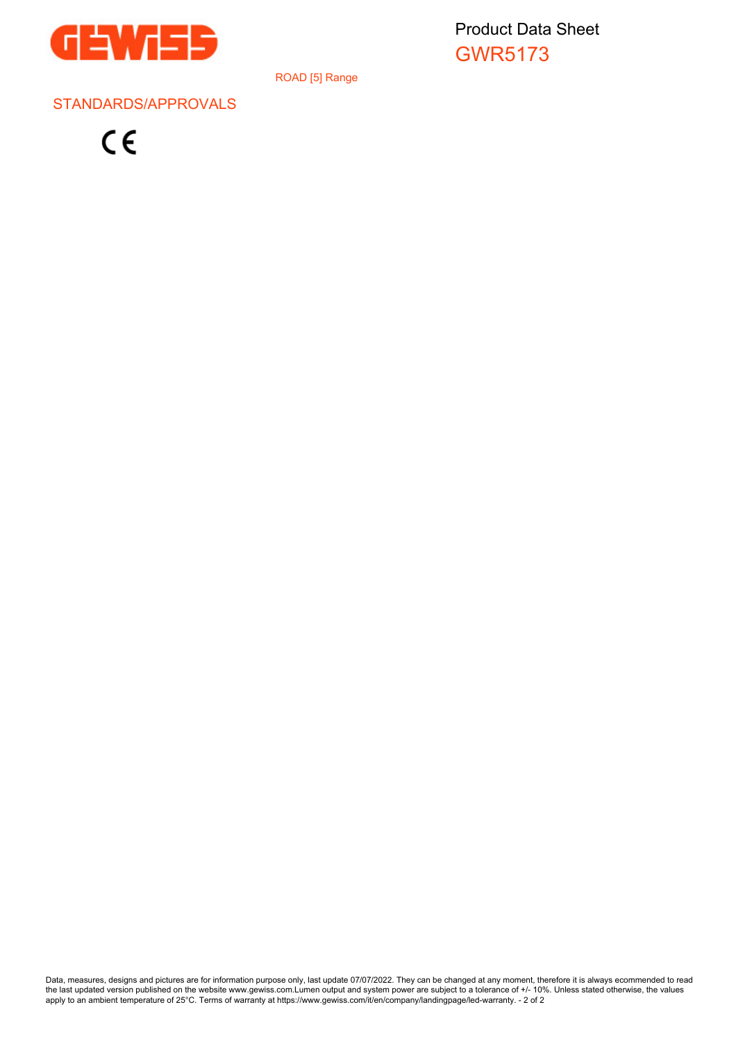## STANDARDS/APPROVALS

CE